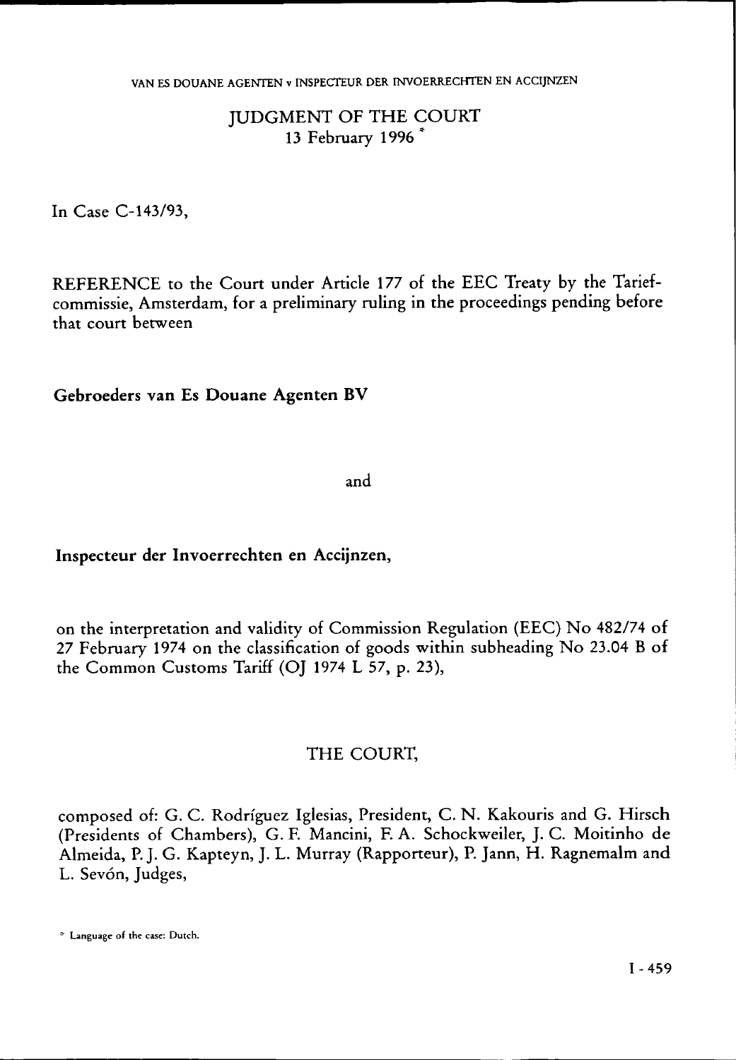# JUDGMENT OF THE COURT
13 February 1996 *

In Case C-143/93,

REFERENCE to the Court under Article 177 of the EEC Treaty by the Tariefcommissie, Amsterdam, for a preliminary ruling in the proceedings pending before that court between

**Gebroeders van Es Douane Agenten BV**

and

**Inspecteur der Invoerrechten en Accijnzen,**

on the interpretation and validity of Commission Regulation (EEC) No 482/74 of 27 February 1974 on the classification of goods within subheading No 23.04 B of the Common Customs Tariff (OJ 1974 L 57, p. 23),

THE COURT,

composed of: G. C. Rodríguez Iglesias, President, C. N. Kakouris and G. Hirsch (Presidents of Chambers), G. F. Mancini, F. A. Schockweiler, J. C. Moitinho de Almeida, P. J. G. Kapteyn, J. L. Murray (Rapporteur), P. Jann, H. Ragnemalm and L. Sevón, Judges,

* Language of the case: Dutch.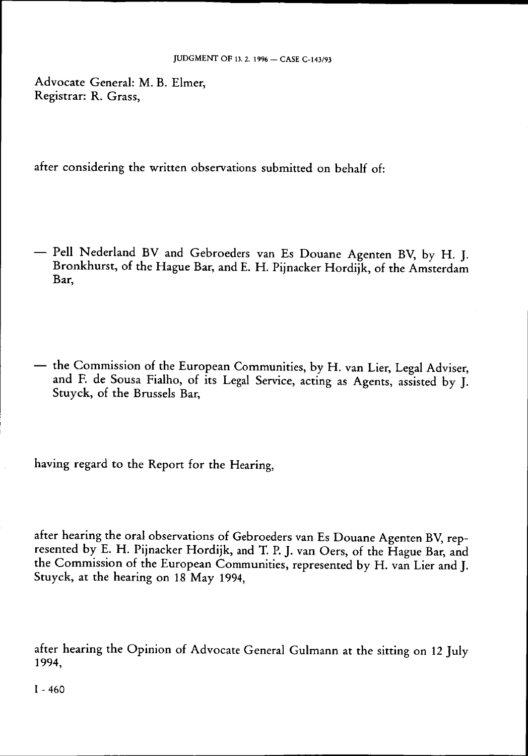Advocate General: M. B. Elmer,
Registrar: R. Grass,

after considering the written observations submitted on behalf of:

— Pell Nederland BV and Gebroeders van Es Douane Agenten BV, by H. J. Bronkhurst, of the Hague Bar, and E. H. Pijnacker Hordijk, of the Amsterdam Bar,

— the Commission of the European Communities, by H. van Lier, Legal Adviser, and F. de Sousa Fialho, of its Legal Service, acting as Agents, assisted by J. Stuyck, of the Brussels Bar,

having regard to the Report for the Hearing,

after hearing the oral observations of Gebroeders van Es Douane Agenten BV, represented by E. H. Pijnacker Hordijk, and T. P. J. van Oers, of the Hague Bar, and the Commission of the European Communities, represented by H. van Lier and J. Stuyck, at the hearing on 18 May 1994,

after hearing the Opinion of Advocate General Gulmann at the sitting on 12 July 1994,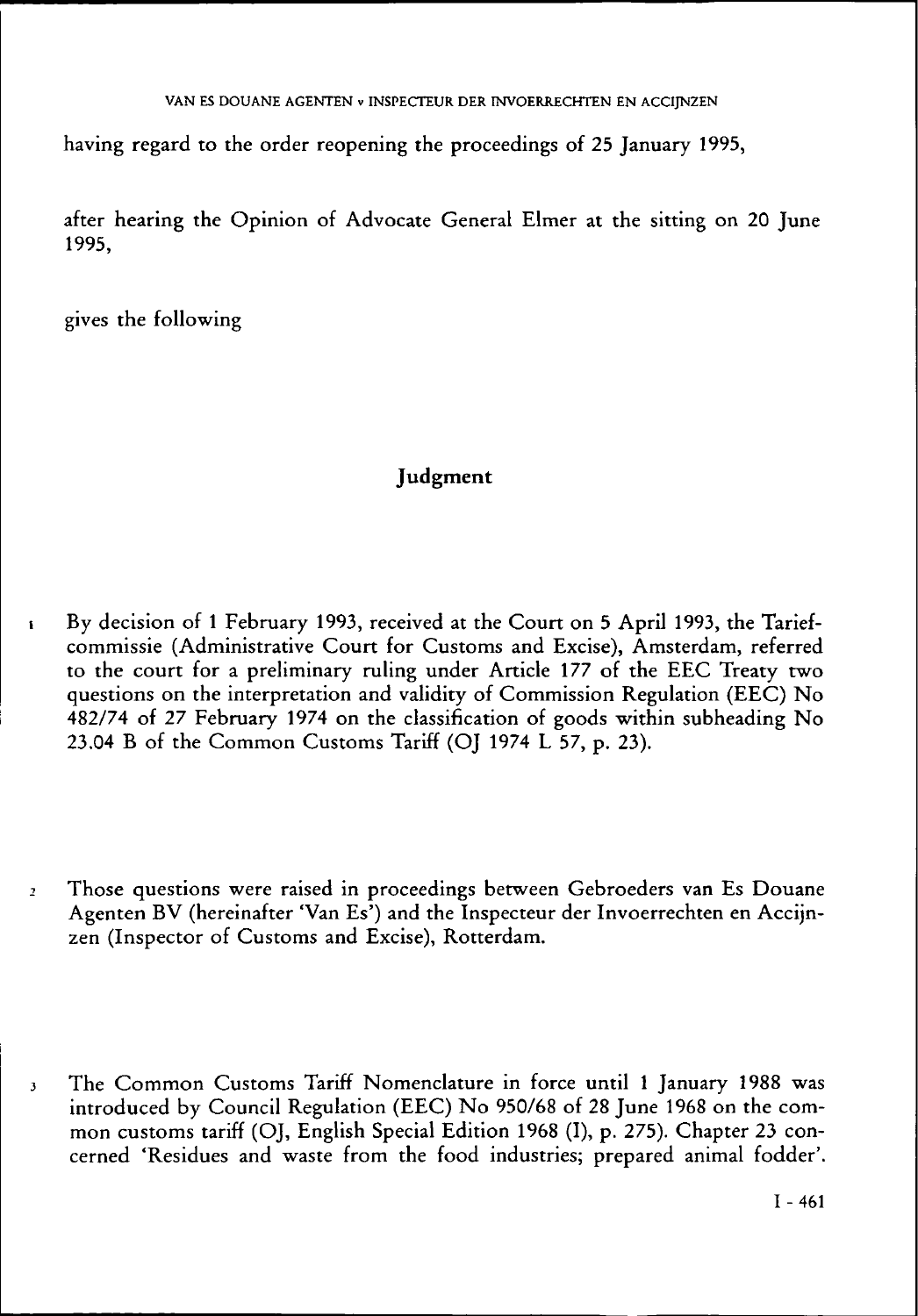having regard to the order reopening the proceedings of 25 January 1995,

after hearing the Opinion of Advocate General Elmer at the sitting on 20 June 1995,

gives the following

## Judgment

1 By decision of 1 February 1993, received at the Court on 5 April 1993, the Tariefcommissie (Administrative Court for Customs and Excise), Amsterdam, referred to the court for a preliminary ruling under Article 177 of the EEC Treaty two questions on the interpretation and validity of Commission Regulation (EEC) No 482/74 of 27 February 1974 on the classification of goods within subheading No 23.04 B of the Common Customs Tariff (OJ 1974 L 57, p. 23).

2 Those questions were raised in proceedings between Gebroeders van Es Douane Agenten BV (hereinafter 'Van Es') and the Inspecteur der Invoerrechten en Accijnzen (Inspector of Customs and Excise), Rotterdam.

3 The Common Customs Tariff Nomenclature in force until 1 January 1988 was introduced by Council Regulation (EEC) No 950/68 of 28 June 1968 on the common customs tariff (OJ, English Special Edition 1968 (I), p. 275). Chapter 23 concerned 'Residues and waste from the food industries; prepared animal fodder'.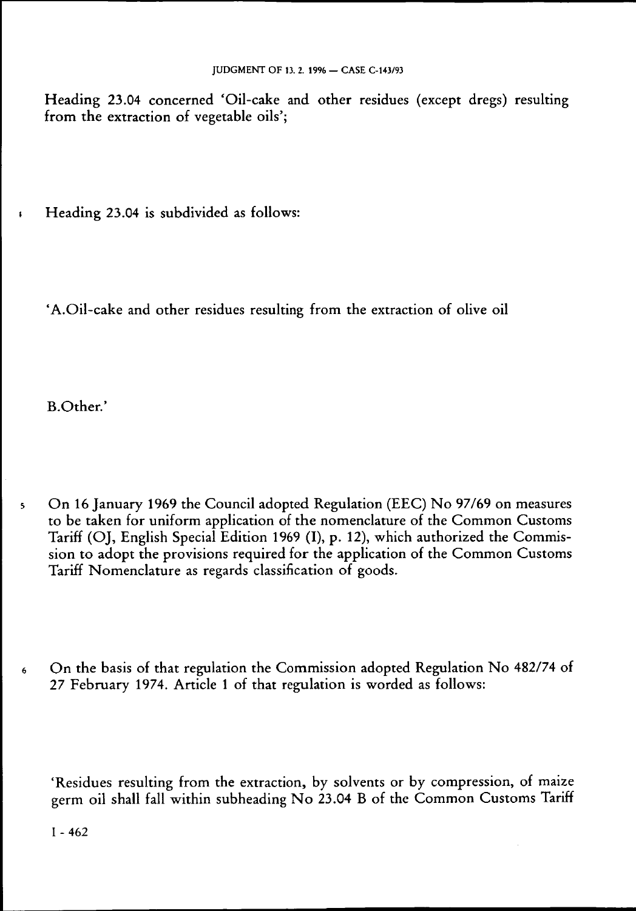Heading 23.04 concerned 'Oil-cake and other residues (except dregs) resulting from the extraction of vegetable oils';

4 Heading 23.04 is subdivided as follows:

'A. Oil-cake and other residues resulting from the extraction of olive oil

B. Other.'

5 On 16 January 1969 the Council adopted Regulation (EEC) No 97/69 on measures to be taken for uniform application of the nomenclature of the Common Customs Tariff (OJ, English Special Edition 1969 (I), p. 12), which authorized the Commission to adopt the provisions required for the application of the Common Customs Tariff Nomenclature as regards classification of goods.

6 On the basis of that regulation the Commission adopted Regulation No 482/74 of 27 February 1974. Article 1 of that regulation is worded as follows:

'Residues resulting from the extraction, by solvents or by compression, of maize germ oil shall fall within subheading No 23.04 B of the Common Customs Tariff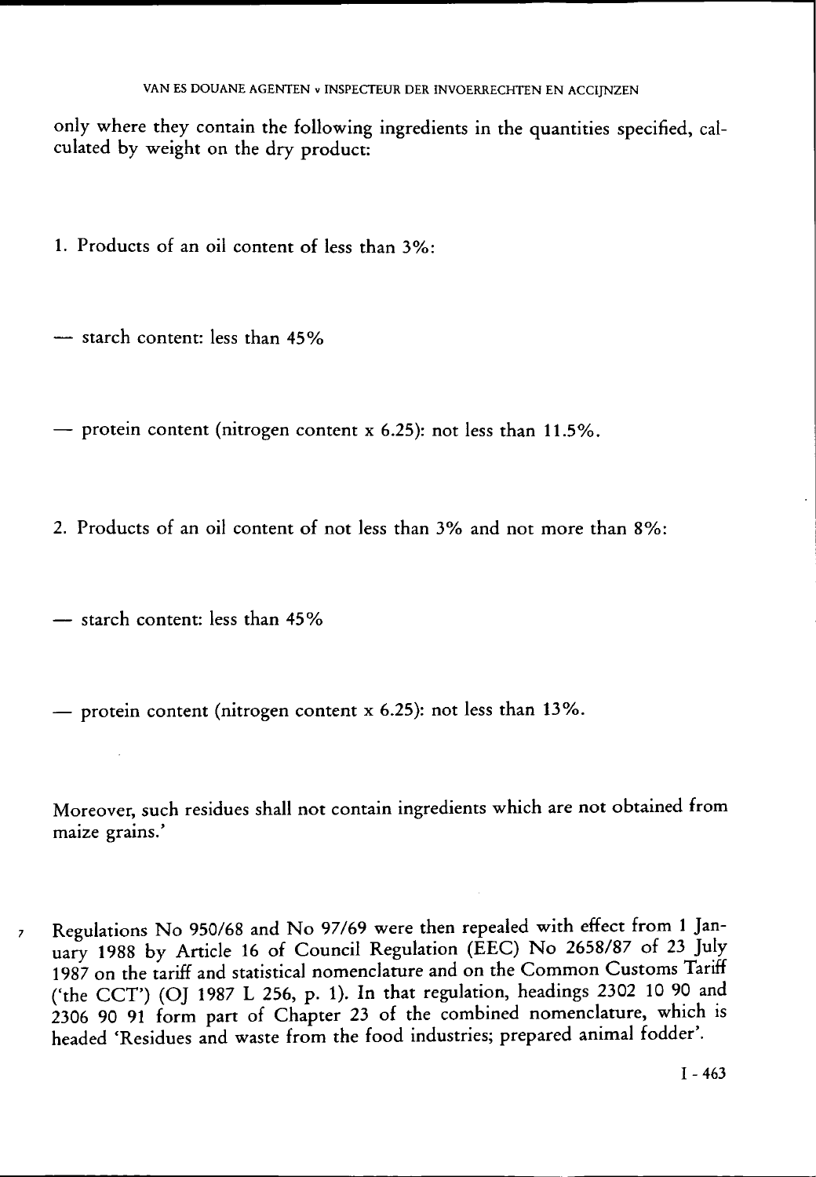only where they contain the following ingredients in the quantities specified, calculated by weight on the dry product:

1. Products of an oil content of less than 3%:

— starch content: less than 45%

— protein content (nitrogen content x 6.25): not less than 11.5%.

2. Products of an oil content of not less than 3% and not more than 8%:

— starch content: less than 45%

— protein content (nitrogen content x 6.25): not less than 13%.

Moreover, such residues shall not contain ingredients which are not obtained from maize grains.'

7 Regulations No 950/68 and No 97/69 were then repealed with effect from 1 January 1988 by Article 16 of Council Regulation (EEC) No 2658/87 of 23 July 1987 on the tariff and statistical nomenclature and on the Common Customs Tariff ('the CCT') (OJ 1987 L 256, p. 1). In that regulation, headings 2302 10 90 and 2306 90 91 form part of Chapter 23 of the combined nomenclature, which is headed 'Residues and waste from the food industries; prepared animal fodder'.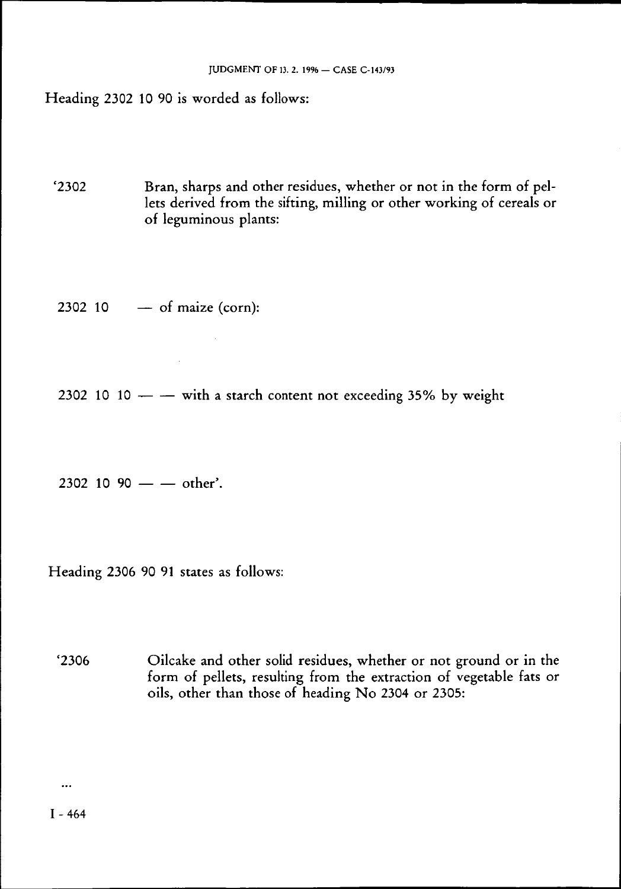Heading 2302 10 90 is worded as follows:

'2302 Bran, sharps and other residues, whether or not in the form of pellets derived from the sifting, milling or other working of cereals or of leguminous plants:

2302 10 — of maize (corn):

2302 10 10 — — with a starch content not exceeding 35% by weight

2302 10 90 — — other'.

Heading 2306 90 91 states as follows:

'2306 Oilcake and other solid residues, whether or not ground or in the form of pellets, resulting from the extraction of vegetable fats or oils, other than those of heading No 2304 or 2305:

...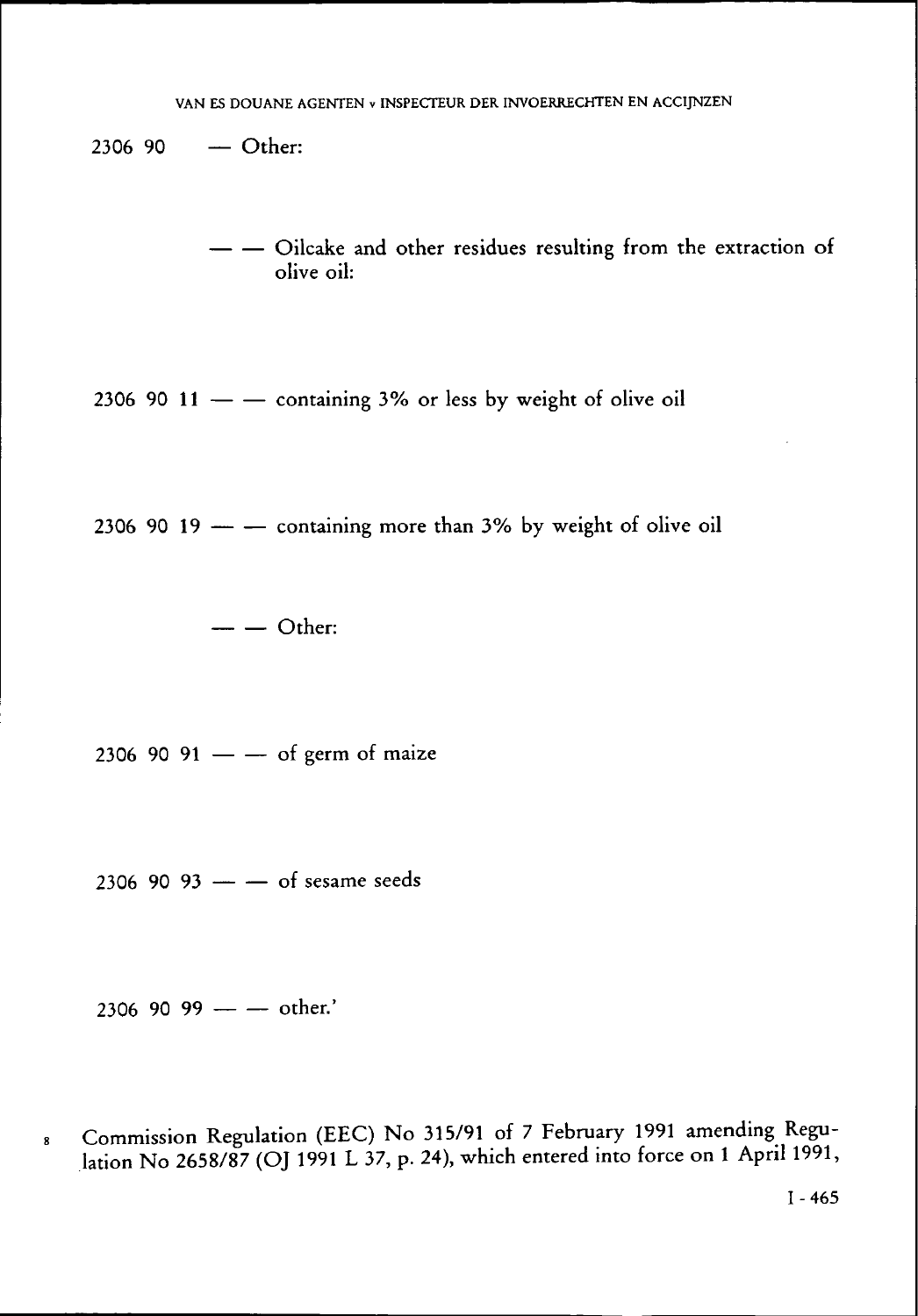2306 90 — Other:

— — Oilcake and other residues resulting from the extraction of olive oil:

2306 90 11 — — containing 3% or less by weight of olive oil

2306 90 19 — — containing more than 3% by weight of olive oil

— — Other:

2306 90 91 — — of germ of maize

2306 90 93 — — of sesame seeds

2306 90 99 — — other.'

8 Commission Regulation (EEC) No 315/91 of 7 February 1991 amending Regulation No 2658/87 (OJ 1991 L 37, p. 24), which entered into force on 1 April 1991,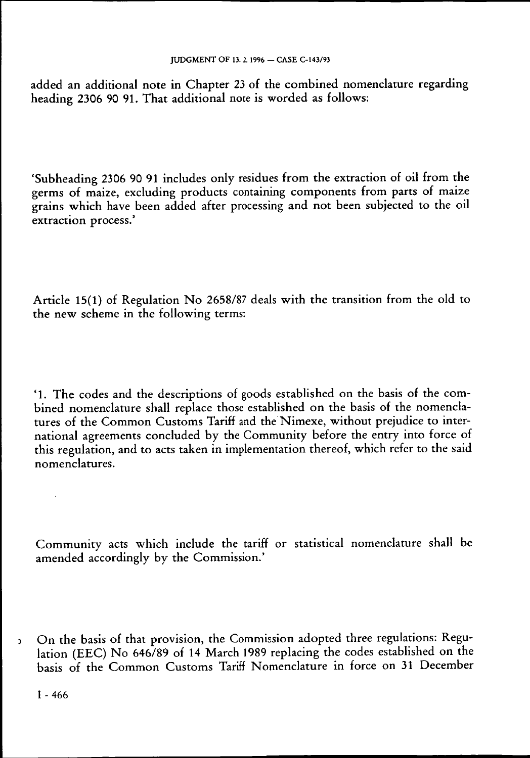added an additional note in Chapter 23 of the combined nomenclature regarding heading 2306 90 91. That additional note is worded as follows:

'Subheading 2306 90 91 includes only residues from the extraction of oil from the germs of maize, excluding products containing components from parts of maize grains which have been added after processing and not been subjected to the oil extraction process.'

Article 15(1) of Regulation No 2658/87 deals with the transition from the old to the new scheme in the following terms:

'1. The codes and the descriptions of goods established on the basis of the combined nomenclature shall replace those established on the basis of the nomenclatures of the Common Customs Tariff and the Nimexe, without prejudice to international agreements concluded by the Community before the entry into force of this regulation, and to acts taken in implementation thereof, which refer to the said nomenclatures.

Community acts which include the tariff or statistical nomenclature shall be amended accordingly by the Commission.'

On the basis of that provision, the Commission adopted three regulations: Regulation (EEC) No 646/89 of 14 March 1989 replacing the codes established on the basis of the Common Customs Tariff Nomenclature in force on 31 December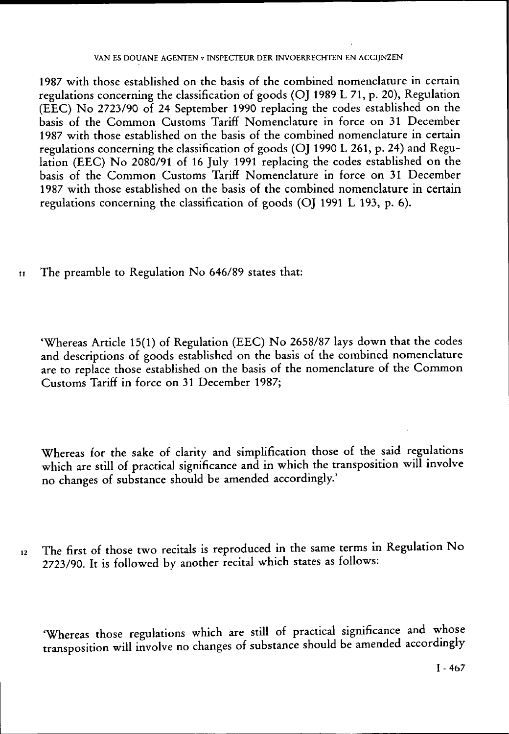1987 with those established on the basis of the combined nomenclature in certain regulations concerning the classification of goods (OJ 1989 L 71, p. 20), Regulation (EEC) No 2723/90 of 24 September 1990 replacing the codes established on the basis of the Common Customs Tariff Nomenclature in force on 31 December 1987 with those established on the basis of the combined nomenclature in certain regulations concerning the classification of goods (OJ 1990 L 261, p. 24) and Regulation (EEC) No 2080/91 of 16 July 1991 replacing the codes established on the basis of the Common Customs Tariff Nomenclature in force on 31 December 1987 with those established on the basis of the combined nomenclature in certain regulations concerning the classification of goods (OJ 1991 L 193, p. 6).

11 The preamble to Regulation No 646/89 states that:

'Whereas Article 15(1) of Regulation (EEC) No 2658/87 lays down that the codes and descriptions of goods established on the basis of the combined nomenclature are to replace those established on the basis of the nomenclature of the Common Customs Tariff in force on 31 December 1987;

Whereas for the sake of clarity and simplification those of the said regulations which are still of practical significance and in which the transposition will involve no changes of substance should be amended accordingly.'

12 The first of those two recitals is reproduced in the same terms in Regulation No 2723/90. It is followed by another recital which states as follows:

'Whereas those regulations which are still of practical significance and whose transposition will involve no changes of substance should be amended accordingly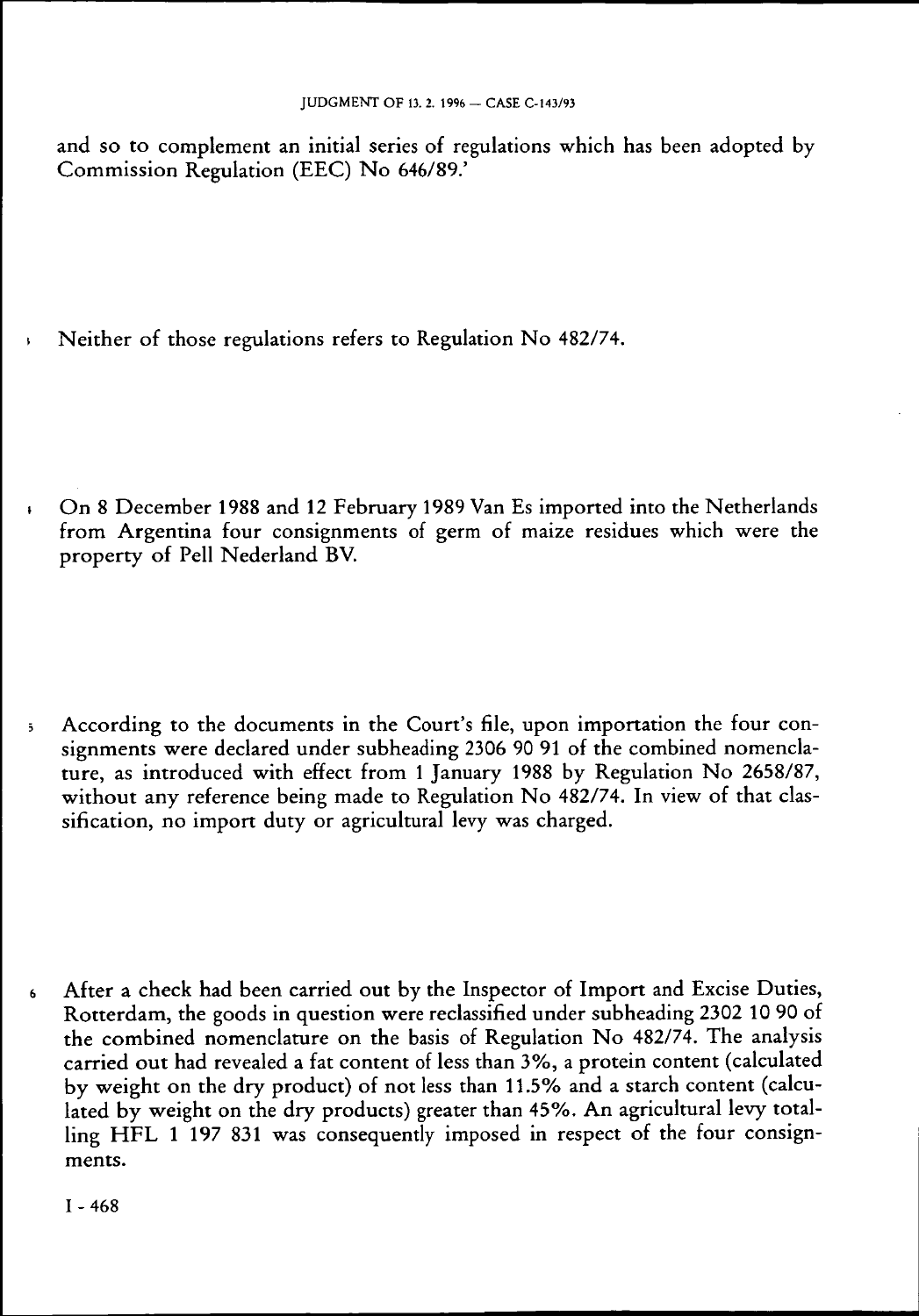and so to complement an initial series of regulations which has been adopted by Commission Regulation (EEC) No 646/89.'

3 Neither of those regulations refers to Regulation No 482/74.

4 On 8 December 1988 and 12 February 1989 Van Es imported into the Netherlands from Argentina four consignments of germ of maize residues which were the property of Pell Nederland BV.

5 According to the documents in the Court's file, upon importation the four consignments were declared under subheading 2306 90 91 of the combined nomenclature, as introduced with effect from 1 January 1988 by Regulation No 2658/87, without any reference being made to Regulation No 482/74. In view of that classification, no import duty or agricultural levy was charged.

6 After a check had been carried out by the Inspector of Import and Excise Duties, Rotterdam, the goods in question were reclassified under subheading 2302 10 90 of the combined nomenclature on the basis of Regulation No 482/74. The analysis carried out had revealed a fat content of less than 3%, a protein content (calculated by weight on the dry product) of not less than 11.5% and a starch content (calculated by weight on the dry products) greater than 45%. An agricultural levy totalling HFL 1 197 831 was consequently imposed in respect of the four consignments.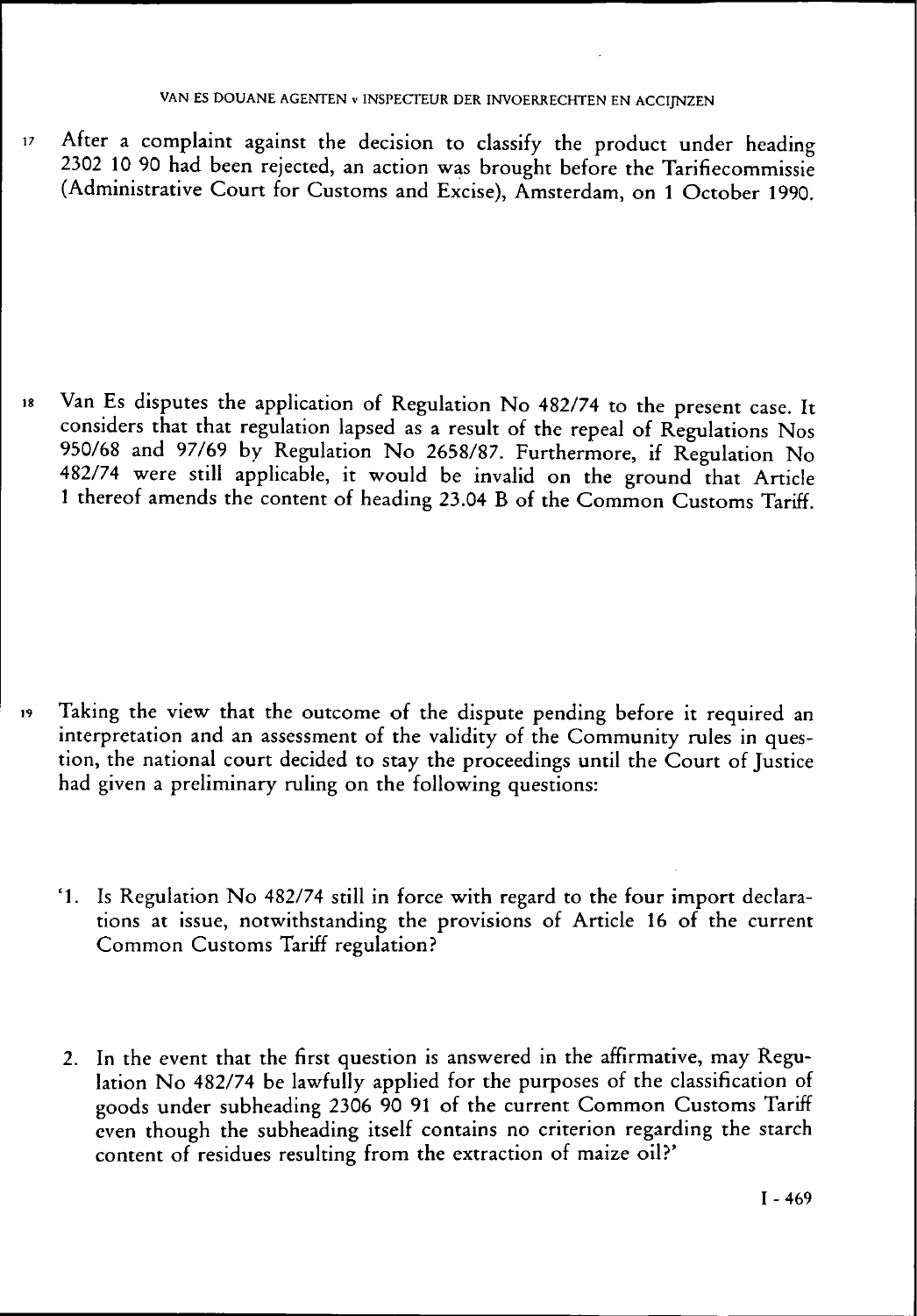17 After a complaint against the decision to classify the product under heading 2302 10 90 had been rejected, an action was brought before the Tariefcommissie (Administrative Court for Customs and Excise), Amsterdam, on 1 October 1990.

18 Van Es disputes the application of Regulation No 482/74 to the present case. It considers that that regulation lapsed as a result of the repeal of Regulations Nos 950/68 and 97/69 by Regulation No 2658/87. Furthermore, if Regulation No 482/74 were still applicable, it would be invalid on the ground that Article 1 thereof amends the content of heading 23.04 B of the Common Customs Tariff.

19 Taking the view that the outcome of the dispute pending before it required an interpretation and an assessment of the validity of the Community rules in question, the national court decided to stay the proceedings until the Court of Justice had given a preliminary ruling on the following questions:

'1. Is Regulation No 482/74 still in force with regard to the four import declarations at issue, notwithstanding the provisions of Article 16 of the current Common Customs Tariff regulation?

2. In the event that the first question is answered in the affirmative, may Regulation No 482/74 be lawfully applied for the purposes of the classification of goods under subheading 2306 90 91 of the current Common Customs Tariff even though the subheading itself contains no criterion regarding the starch content of residues resulting from the extraction of maize oil?'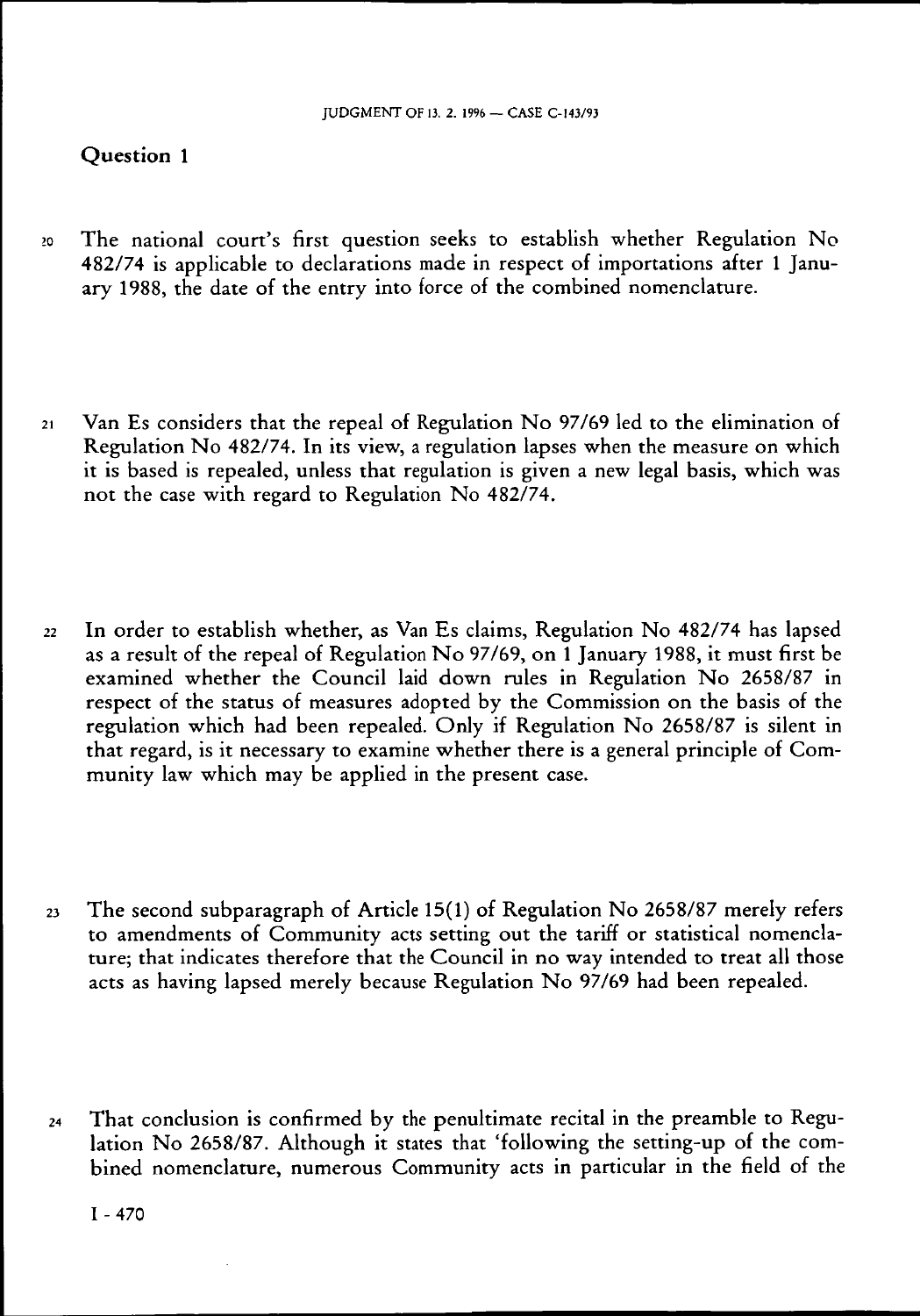## Question 1

20 The national court's first question seeks to establish whether Regulation No 482/74 is applicable to declarations made in respect of importations after 1 January 1988, the date of the entry into force of the combined nomenclature.

21 Van Es considers that the repeal of Regulation No 97/69 led to the elimination of Regulation No 482/74. In its view, a regulation lapses when the measure on which it is based is repealed, unless that regulation is given a new legal basis, which was not the case with regard to Regulation No 482/74.

22 In order to establish whether, as Van Es claims, Regulation No 482/74 has lapsed as a result of the repeal of Regulation No 97/69, on 1 January 1988, it must first be examined whether the Council laid down rules in Regulation No 2658/87 in respect of the status of measures adopted by the Commission on the basis of the regulation which had been repealed. Only if Regulation No 2658/87 is silent in that regard, is it necessary to examine whether there is a general principle of Community law which may be applied in the present case.

23 The second subparagraph of Article 15(1) of Regulation No 2658/87 merely refers to amendments of Community acts setting out the tariff or statistical nomenclature; that indicates therefore that the Council in no way intended to treat all those acts as having lapsed merely because Regulation No 97/69 had been repealed.

24 That conclusion is confirmed by the penultimate recital in the preamble to Regulation No 2658/87. Although it states that 'following the setting-up of the combined nomenclature, numerous Community acts in particular in the field of the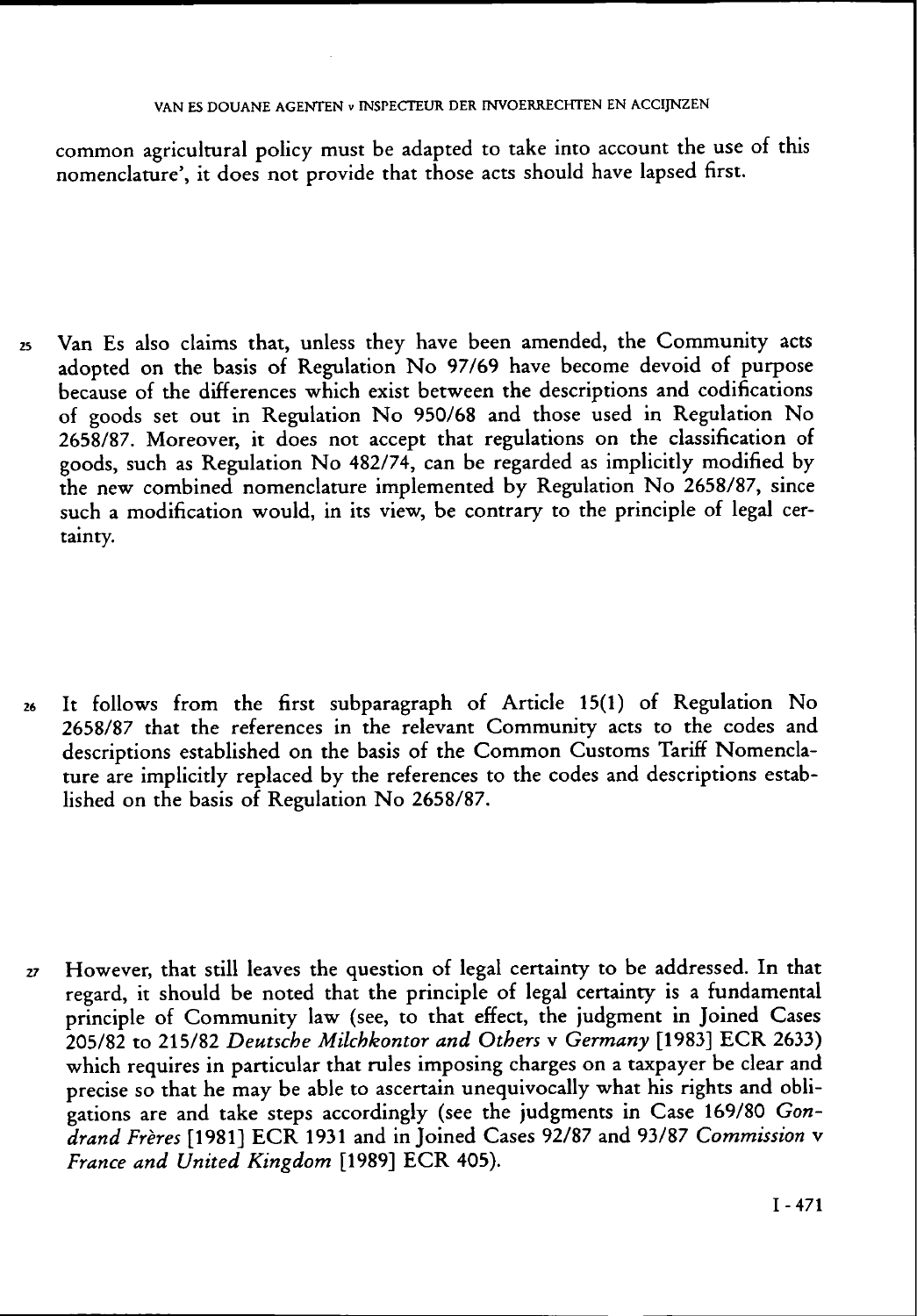common agricultural policy must be adapted to take into account the use of this nomenclature', it does not provide that those acts should have lapsed first.

25 Van Es also claims that, unless they have been amended, the Community acts adopted on the basis of Regulation No 97/69 have become devoid of purpose because of the differences which exist between the descriptions and codifications of goods set out in Regulation No 950/68 and those used in Regulation No 2658/87. Moreover, it does not accept that regulations on the classification of goods, such as Regulation No 482/74, can be regarded as implicitly modified by the new combined nomenclature implemented by Regulation No 2658/87, since such a modification would, in its view, be contrary to the principle of legal certainty.

26 It follows from the first subparagraph of Article 15(1) of Regulation No 2658/87 that the references in the relevant Community acts to the codes and descriptions established on the basis of the Common Customs Tariff Nomenclature are implicitly replaced by the references to the codes and descriptions established on the basis of Regulation No 2658/87.

27 However, that still leaves the question of legal certainty to be addressed. In that regard, it should be noted that the principle of legal certainty is a fundamental principle of Community law (see, to that effect, the judgment in Joined Cases 205/82 to 215/82 *Deutsche Milchkontor and Others* v *Germany* [1983] ECR 2633) which requires in particular that rules imposing charges on a taxpayer be clear and precise so that he may be able to ascertain unequivocally what his rights and obligations are and take steps accordingly (see the judgments in Case 169/80 *Gondrand Frères* [1981] ECR 1931 and in Joined Cases 92/87 and 93/87 *Commission* v *France and United Kingdom* [1989] ECR 405).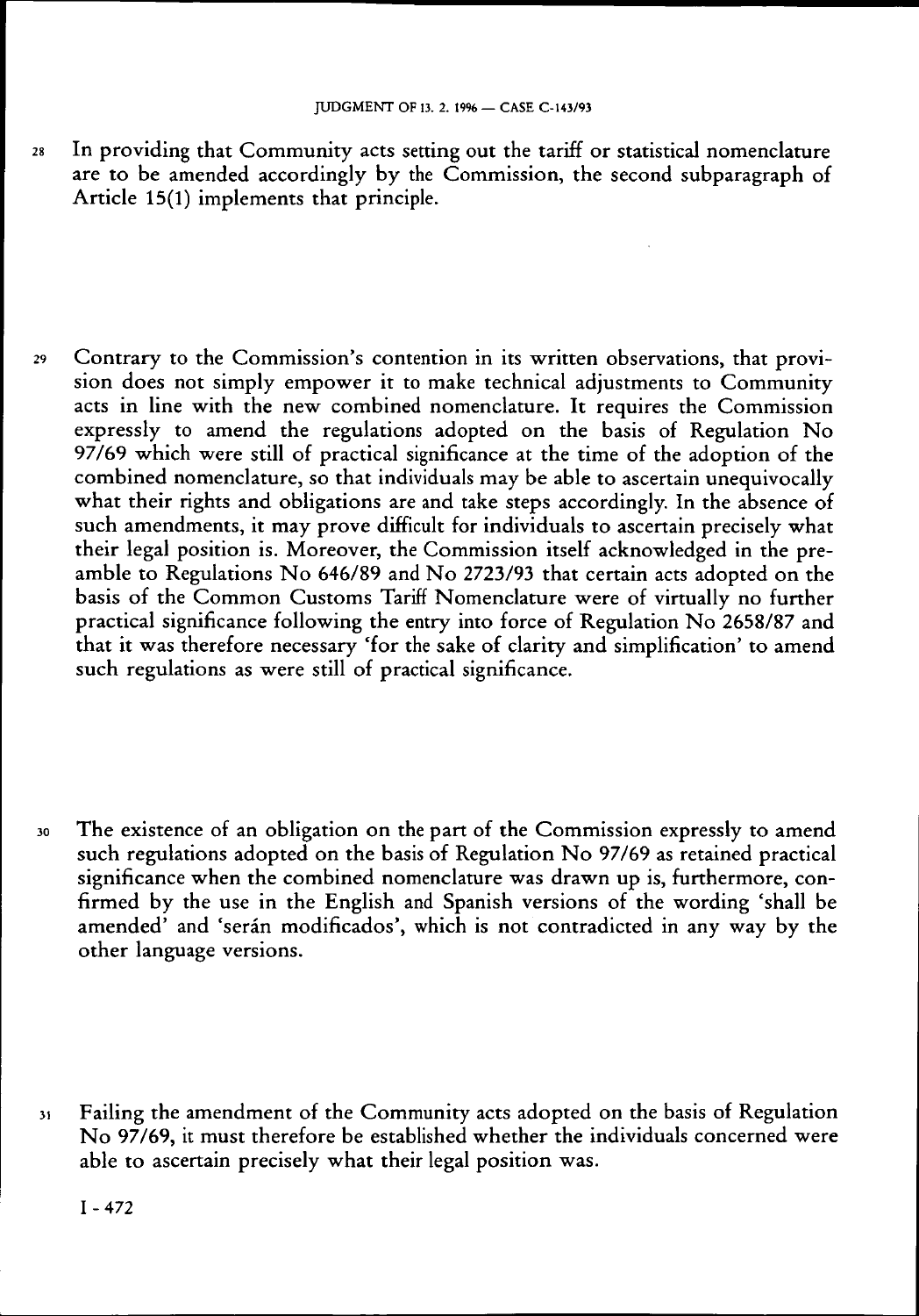28 In providing that Community acts setting out the tariff or statistical nomenclature are to be amended accordingly by the Commission, the second subparagraph of Article 15(1) implements that principle.

29 Contrary to the Commission's contention in its written observations, that provision does not simply empower it to make technical adjustments to Community acts in line with the new combined nomenclature. It requires the Commission expressly to amend the regulations adopted on the basis of Regulation No 97/69 which were still of practical significance at the time of the adoption of the combined nomenclature, so that individuals may be able to ascertain unequivocally what their rights and obligations are and take steps accordingly. In the absence of such amendments, it may prove difficult for individuals to ascertain precisely what their legal position is. Moreover, the Commission itself acknowledged in the preamble to Regulations No 646/89 and No 2723/93 that certain acts adopted on the basis of the Common Customs Tariff Nomenclature were of virtually no further practical significance following the entry into force of Regulation No 2658/87 and that it was therefore necessary 'for the sake of clarity and simplification' to amend such regulations as were still of practical significance.

30 The existence of an obligation on the part of the Commission expressly to amend such regulations adopted on the basis of Regulation No 97/69 as retained practical significance when the combined nomenclature was drawn up is, furthermore, confirmed by the use in the English and Spanish versions of the wording 'shall be amended' and 'serán modificados', which is not contradicted in any way by the other language versions.

31 Failing the amendment of the Community acts adopted on the basis of Regulation No 97/69, it must therefore be established whether the individuals concerned were able to ascertain precisely what their legal position was.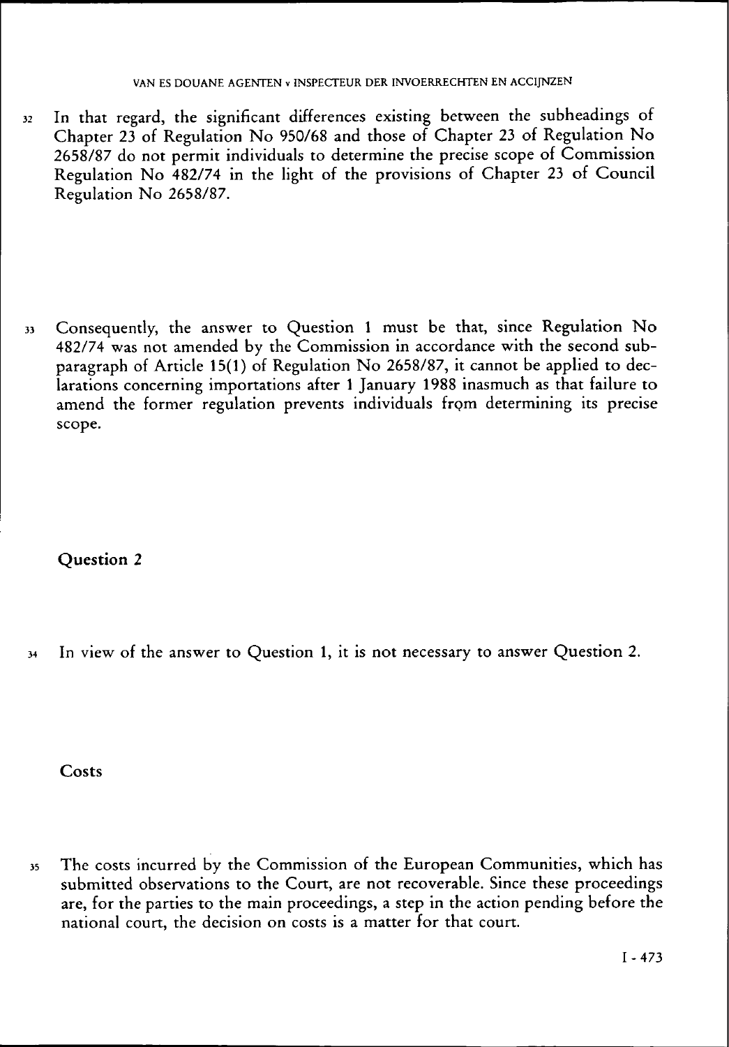32 In that regard, the significant differences existing between the subheadings of Chapter 23 of Regulation No 950/68 and those of Chapter 23 of Regulation No 2658/87 do not permit individuals to determine the precise scope of Commission Regulation No 482/74 in the light of the provisions of Chapter 23 of Council Regulation No 2658/87.

33 Consequently, the answer to Question 1 must be that, since Regulation No 482/74 was not amended by the Commission in accordance with the second subparagraph of Article 15(1) of Regulation No 2658/87, it cannot be applied to declarations concerning importations after 1 January 1988 inasmuch as that failure to amend the former regulation prevents individuals from determining its precise scope.

## Question 2

34 In view of the answer to Question 1, it is not necessary to answer Question 2.

## Costs

35 The costs incurred by the Commission of the European Communities, which has submitted observations to the Court, are not recoverable. Since these proceedings are, for the parties to the main proceedings, a step in the action pending before the national court, the decision on costs is a matter for that court.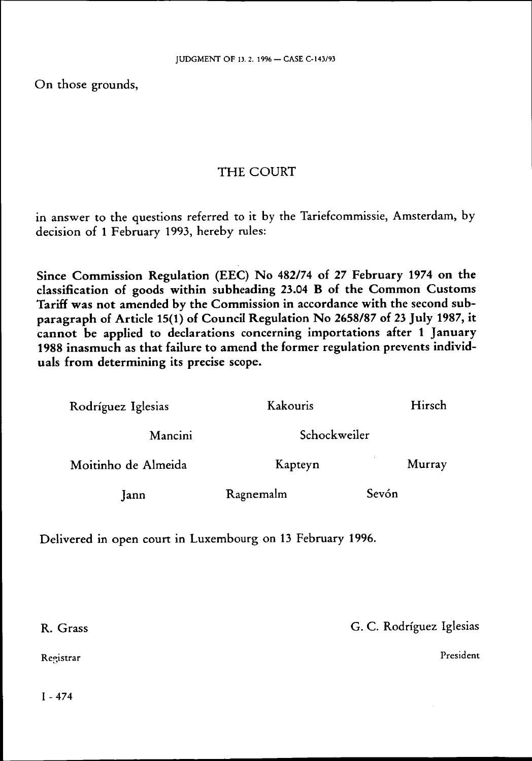On those grounds,

## THE COURT

in answer to the questions referred to it by the Tariefcommissie, Amsterdam, by decision of 1 February 1993, hereby rules:

**Since Commission Regulation (EEC) No 482/74 of 27 February 1974 on the classification of goods within subheading 23.04 B of the Common Customs Tariff was not amended by the Commission in accordance with the second subparagraph of Article 15(1) of Council Regulation No 2658/87 of 23 July 1987, it cannot be applied to declarations concerning importations after 1 January 1988 inasmuch as that failure to amend the former regulation prevents individuals from determining its precise scope.**

Rodríguez Iglesias — Kakouris — Hirsch

Mancini — Schockweiler

Moitinho de Almeida — Kapteyn — Murray

Jann — Ragnemalm — Sevón

Delivered in open court in Luxembourg on 13 February 1996.

R. Grass
Registrar

G. C. Rodríguez Iglesias
President